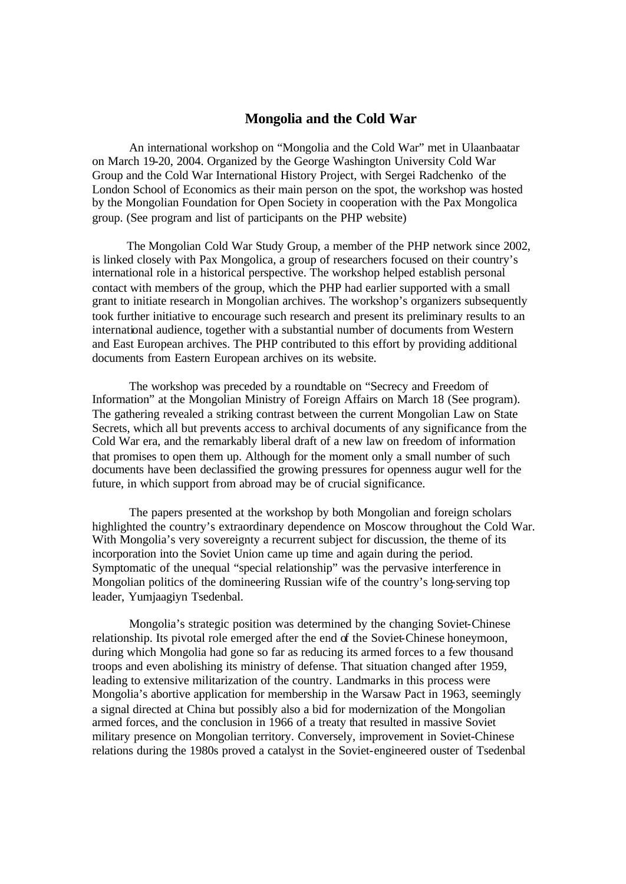## Mongolia and the Cold War

An international workshop on "Mongolia and the Cold War" met in Ulaanbaatar on March 19-20, 2004. Organized by the George Washington University Cold War Group and the Cold War International History Project, with Sergei Radchenko of the London School of Economics as their main person on the spot, the workshop was hosted by the Mongolian Foundation for Open Society in cooperation with the Pax Mongolica group. (See program and list of participants on the PHP website)

The Mongolian Cold War Study Group, a member of the PHP network since 2002, is linked closely with Pax Mongolica, a group of researchers focused on their country's international role in a historical perspective. The workshop helped establish personal contact with members of the group, which the PHP had earlier supported with a small grant to initiate research in Mongolian archives. The workshop's organizers subsequently took further initiative to encourage such research and present its preliminary results to an international audience, together with a substantial number of documents from Western and East European archives. The PHP contributed to this effort by providing additional documents from Eastern European archives on its website.

The workshop was preceded by a roundtable on "Secrecy and Freedom of Information" at the Mongolian Ministry of Foreign Affairs on March 18 (See program). The gathering revealed a striking contrast between the current Mongolian Law on State Secrets, which all but prevents access to archival documents of any significance from the Cold War era, and the remarkably liberal draft of a new law on freedom of information that promises to open them up. Although for the moment only a small number of such documents have been declassified the growing pressures for openness augur well for the future, in which support from abroad may be of crucial significance.

The papers presented at the workshop by both Mongolian and foreign scholars highlighted the country's extraordinary dependence on Moscow throughout the Cold War. With Mongolia's very sovereignty a recurrent subject for discussion, the theme of its incorporation into the Soviet Union came up time and again during the period. Symptomatic of the unequal "special relationship" was the pervasive interference in Mongolian politics of the domineering Russian wife of the country's long-serving top leader, Yumjaagiyn Tsedenbal.

Mongolia's strategic position was determined by the changing Soviet-Chinese relationship. Its pivotal role emerged after the end of the Soviet-Chinese honeymoon, during which Mongolia had gone so far as reducing its armed forces to a few thousand troops and even abolishing its ministry of defense. That situation changed after 1959, leading to extensive militarization of the country. Landmarks in this process were Mongolia's abortive application for membership in the Warsaw Pact in 1963, seemingly a signal directed at China but possibly also a bid for modernization of the Mongolian armed forces, and the conclusion in 1966 of a treaty that resulted in massive Soviet military presence on Mongolian territory. Conversely, improvement in Soviet-Chinese relations during the 1980s proved a catalyst in the Soviet-engineered ouster of Tsedenbal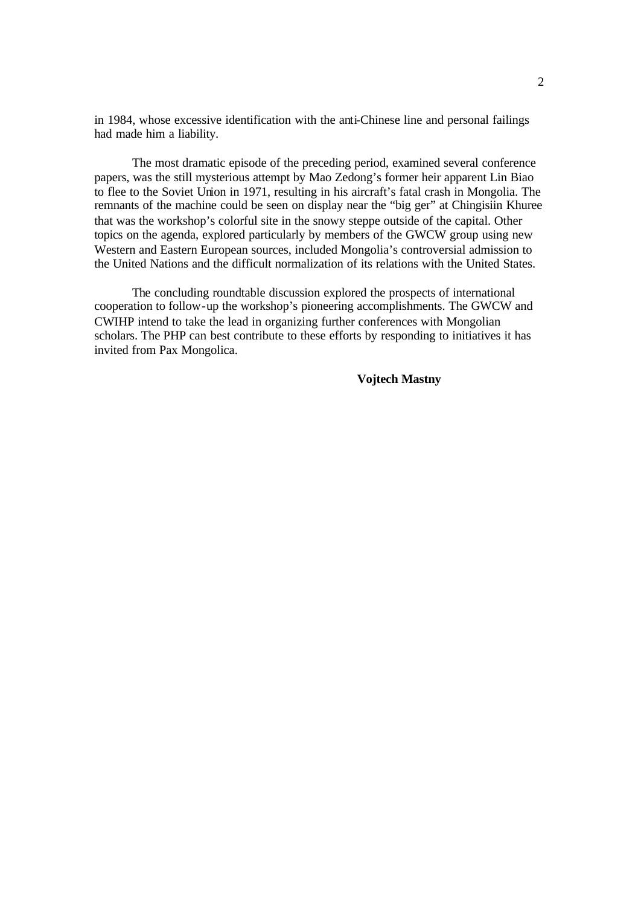in 1984, whose excessive identification with the anti-Chinese line and personal failings had made him a liability.

The most dramatic episode of the preceding period, examined several conference papers, was the still mysterious attempt by Mao Zedong's former heir apparent Lin Biao to flee to the Soviet Union in 1971, resulting in his aircraft's fatal crash in Mongolia. The remnants of the machine could be seen on display near the "big ger" at Chingisiin Khuree that was the workshop's colorful site in the snowy steppe outside of the capital. Other topics on the agenda, explored particularly by members of the GWCW group using new Western and Eastern European sources, included Mongolia's controversial admission to the United Nations and the difficult normalization of its relations with the United States.

The concluding roundtable discussion explored the prospects of international cooperation to follow-up the workshop's pioneering accomplishments. The GWCW and CWIHP intend to take the lead in organizing further conferences with Mongolian scholars. The PHP can best contribute to these efforts by responding to initiatives it has invited from Pax Mongolica.

**Vojtech Mastny**